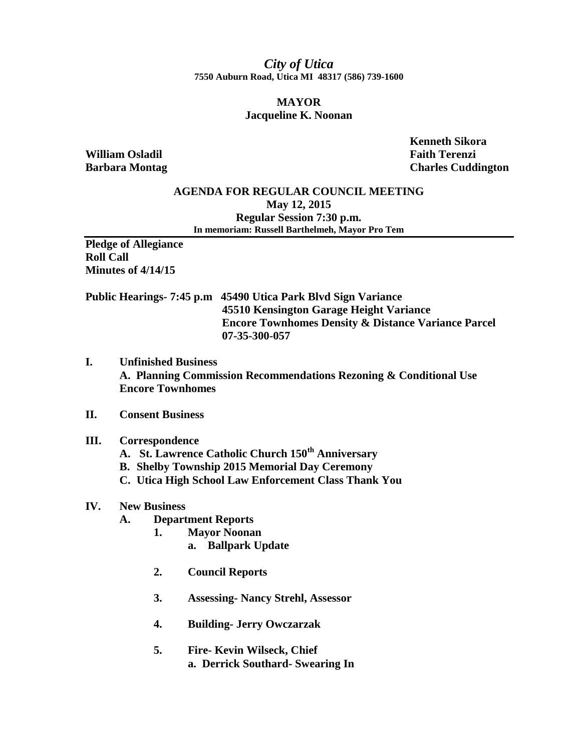*City of Utica*

**7550 Auburn Road, Utica MI 48317 (586) 739-1600**

**MAYOR**

**Jacqueline K. Noonan**

**Kenneth Sikora**

**William Osladil**

**Faith Terenzi**

**Barbara Montag**

**Charles Cuddington**

**AGENDA FOR REGULAR COUNCIL MEETING**

**May 12, 2015**

**Regular Session 7:30 p.m.**

**In memoriam: Russell Barthelmeh, Mayor Pro Tem**

---

**Pledge of Allegiance**

**Roll Call**

**Minutes of 4/14/15**

**Public Hearings- 7:45 p.m** **45490 Utica Park Blvd Sign Variance**
**45510 Kensington Garage Height Variance**
**Encore Townhomes Density & Distance Variance Parcel 07-35-300-057**

**I. Unfinished Business**

**A. Planning Commission Recommendations Rezoning & Conditional Use Encore Townhomes**

**II. Consent Business**

**III. Correspondence**

- **A. St. Lawrence Catholic Church 150th Anniversary**
- **B. Shelby Township 2015 Memorial Day Ceremony**
- **C. Utica High School Law Enforcement Class Thank You**

**IV. New Business**

- **A. Department Reports**
  - **1. Mayor Noonan**
    - **a. Ballpark Update**
  - **2. Council Reports**
  - **3. Assessing- Nancy Strehl, Assessor**
  - **4. Building- Jerry Owczarzak**
  - **5. Fire- Kevin Wilseck, Chief**
    - **a. Derrick Southard- Swearing In**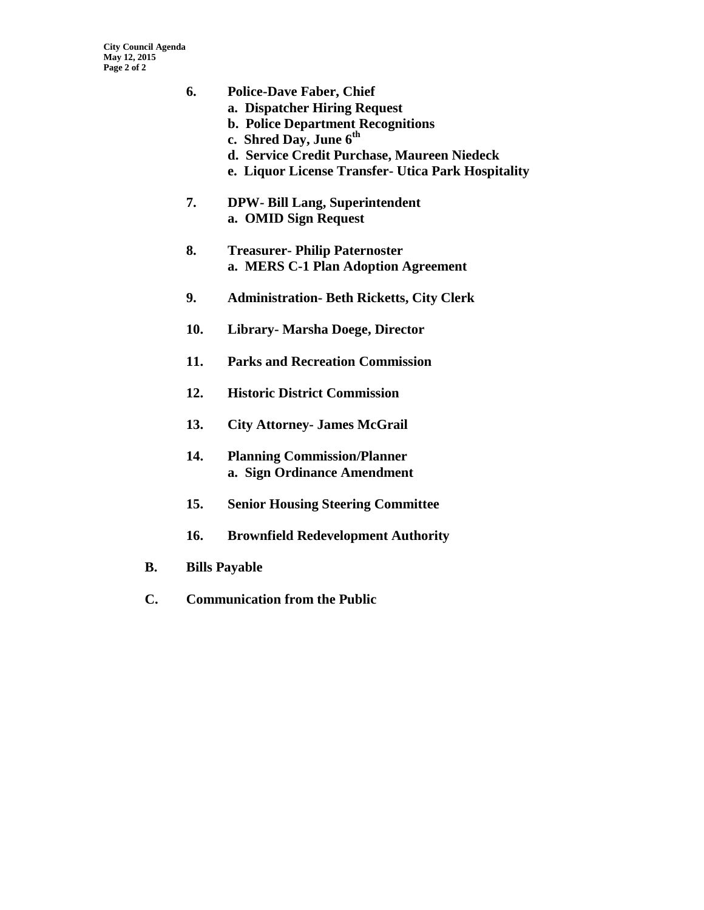6. **Police-Dave Faber, Chief**
   - **a. Dispatcher Hiring Request**
   - **b. Police Department Recognitions**
   - **c. Shred Day, June 6th**
   - **d. Service Credit Purchase, Maureen Niedeck**
   - **e. Liquor License Transfer- Utica Park Hospitality**

7. **DPW- Bill Lang, Superintendent**
   - **a. OMID Sign Request**

8. **Treasurer- Philip Paternoster**
   - **a. MERS C-1 Plan Adoption Agreement**

9. **Administration- Beth Ricketts, City Clerk**

10. **Library- Marsha Doege, Director**

11. **Parks and Recreation Commission**

12. **Historic District Commission**

13. **City Attorney- James McGrail**

14. **Planning Commission/Planner**
    - **a. Sign Ordinance Amendment**

15. **Senior Housing Steering Committee**

16. **Brownfield Redevelopment Authority**

**B. Bills Payable**

**C. Communication from the Public**